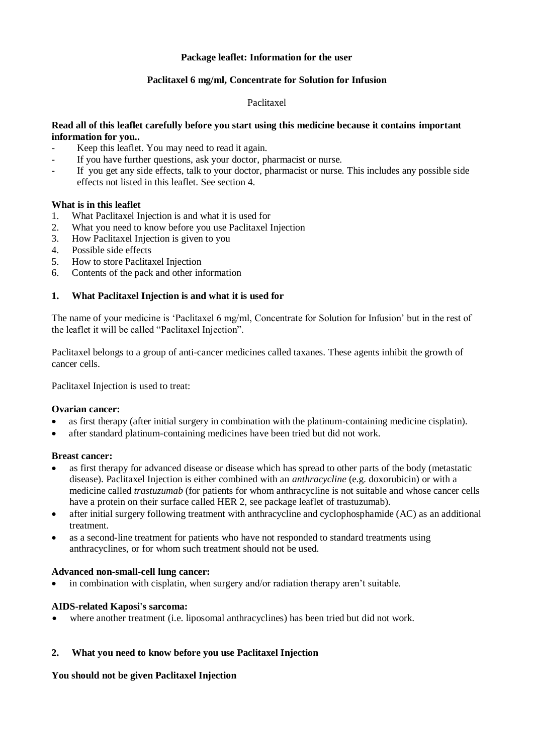**Package leaflet: Information for the user**

**Paclitaxel 6 mg/ml, Concentrate for Solution for Infusion**

Paclitaxel

**Read all of this leaflet carefully before you start using this medicine because it contains important information for you..**

- Keep this leaflet. You may need to read it again.
- If you have further questions, ask your doctor, pharmacist or nurse.
- If you get any side effects, talk to your doctor, pharmacist or nurse. This includes any possible side effects not listed in this leaflet. See section 4.

**What is in this leaflet**

1. What Paclitaxel Injection is and what it is used for
2. What you need to know before you use Paclitaxel Injection
3. How Paclitaxel Injection is given to you
4. Possible side effects
5. How to store Paclitaxel Injection
6. Contents of the pack and other information

## 1. What Paclitaxel Injection is and what it is used for

The name of your medicine is 'Paclitaxel 6 mg/ml, Concentrate for Solution for Infusion' but in the rest of the leaflet it will be called "Paclitaxel Injection".

Paclitaxel belongs to a group of anti-cancer medicines called taxanes. These agents inhibit the growth of cancer cells.

Paclitaxel Injection is used to treat:

**Ovarian cancer:**

- as first therapy (after initial surgery in combination with the platinum-containing medicine cisplatin).
- after standard platinum-containing medicines have been tried but did not work.

**Breast cancer:**

- as first therapy for advanced disease or disease which has spread to other parts of the body (metastatic disease). Paclitaxel Injection is either combined with an *anthracycline* (e.g. doxorubicin) or with a medicine called *trastuzumab* (for patients for whom anthracycline is not suitable and whose cancer cells have a protein on their surface called HER 2, see package leaflet of trastuzumab).
- after initial surgery following treatment with anthracycline and cyclophosphamide (AC) as an additional treatment.
- as a second-line treatment for patients who have not responded to standard treatments using anthracyclines, or for whom such treatment should not be used.

**Advanced non-small-cell lung cancer:**

- in combination with cisplatin, when surgery and/or radiation therapy aren't suitable.

**AIDS-related Kaposi's sarcoma:**

- where another treatment (i.e. liposomal anthracyclines) has been tried but did not work.

## 2. What you need to know before you use Paclitaxel Injection

**You should not be given Paclitaxel Injection**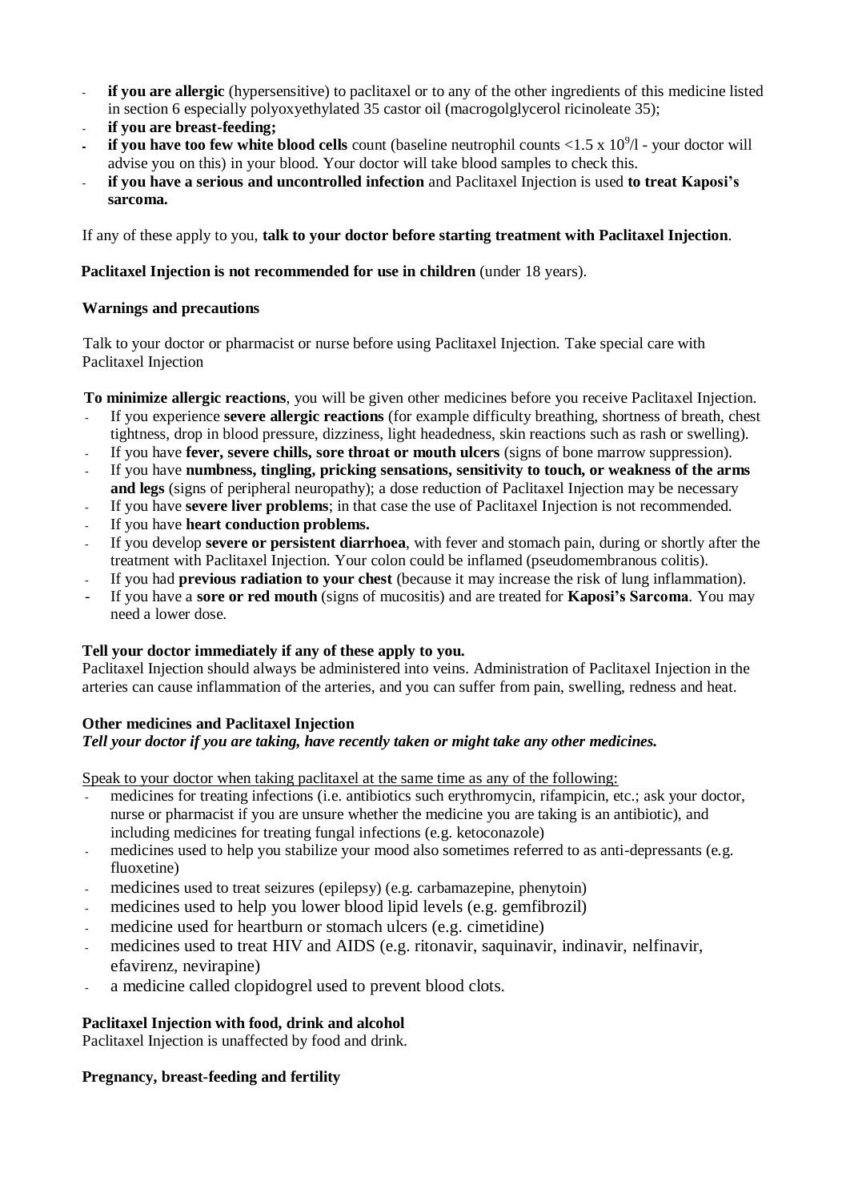- **if you are allergic** (hypersensitive) to paclitaxel or to any of the other ingredients of this medicine listed in section 6 especially polyoxyethylated 35 castor oil (macrogolglycerol ricinoleate 35);
- **if you are breast-feeding;**
- **if you have too few white blood cells** count (baseline neutrophil counts $<1.5 \times 10^9/l$ - your doctor will advise you on this) in your blood. Your doctor will take blood samples to check this.
- **if you have a serious and uncontrolled infection** and Paclitaxel Injection is used **to treat Kaposi's sarcoma.**

If any of these apply to you, **talk to your doctor before starting treatment with Paclitaxel Injection**.

**Paclitaxel Injection is not recommended for use in children** (under 18 years).

**Warnings and precautions**

Talk to your doctor or pharmacist or nurse before using Paclitaxel Injection. Take special care with Paclitaxel Injection

**To minimize allergic reactions**, you will be given other medicines before you receive Paclitaxel Injection.

- If you experience **severe allergic reactions** (for example difficulty breathing, shortness of breath, chest tightness, drop in blood pressure, dizziness, light headedness, skin reactions such as rash or swelling).
- If you have **fever, severe chills, sore throat or mouth ulcers** (signs of bone marrow suppression).
- If you have **numbness, tingling, pricking sensations, sensitivity to touch, or weakness of the arms and legs** (signs of peripheral neuropathy); a dose reduction of Paclitaxel Injection may be necessary
- If you have **severe liver problems**; in that case the use of Paclitaxel Injection is not recommended.
- If you have **heart conduction problems.**
- If you develop **severe or persistent diarrhoea**, with fever and stomach pain, during or shortly after the treatment with Paclitaxel Injection. Your colon could be inflamed (pseudomembranous colitis).
- If you had **previous radiation to your chest** (because it may increase the risk of lung inflammation).
- If you have a **sore or red mouth** (signs of mucositis) and are treated for **Kaposi's Sarcoma**. You may need a lower dose.

**Tell your doctor immediately if any of these apply to you.**

Paclitaxel Injection should always be administered into veins. Administration of Paclitaxel Injection in the arteries can cause inflammation of the arteries, and you can suffer from pain, swelling, redness and heat.

**Other medicines and Paclitaxel Injection**

***Tell your doctor if you are taking, have recently taken or might take any other medicines.***

Speak to your doctor when taking paclitaxel at the same time as any of the following:

- medicines for treating infections (i.e. antibiotics such erythromycin, rifampicin, etc.; ask your doctor, nurse or pharmacist if you are unsure whether the medicine you are taking is an antibiotic), and including medicines for treating fungal infections (e.g. ketoconazole)
- medicines used to help you stabilize your mood also sometimes referred to as anti-depressants (e.g. fluoxetine)
- medicines used to treat seizures (epilepsy) (e.g. carbamazepine, phenytoin)
- medicines used to help you lower blood lipid levels (e.g. gemfibrozil)
- medicine used for heartburn or stomach ulcers (e.g. cimetidine)
- medicines used to treat HIV and AIDS (e.g. ritonavir, saquinavir, indinavir, nelfinavir, efavirenz, nevirapine)
- a medicine called clopidogrel used to prevent blood clots.

**Paclitaxel Injection with food, drink and alcohol**

Paclitaxel Injection is unaffected by food and drink.

**Pregnancy, breast-feeding and fertility**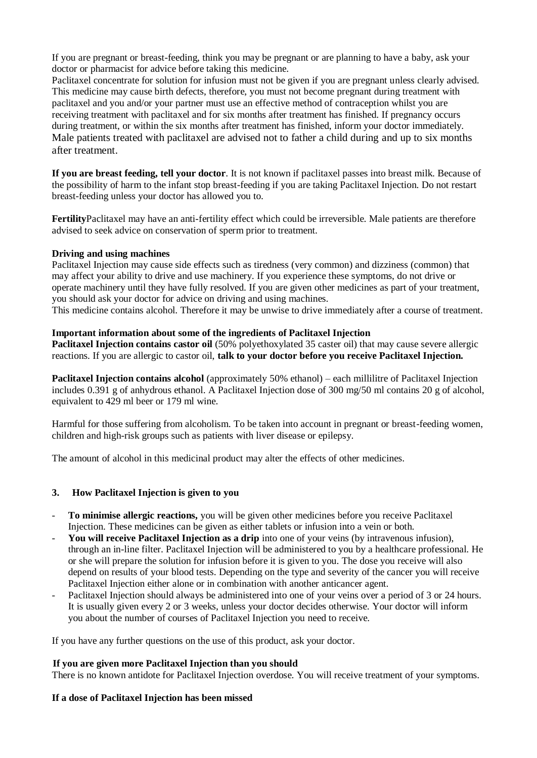If you are pregnant or breast-feeding, think you may be pregnant or are planning to have a baby, ask your doctor or pharmacist for advice before taking this medicine.
Paclitaxel concentrate for solution for infusion must not be given if you are pregnant unless clearly advised. This medicine may cause birth defects, therefore, you must not become pregnant during treatment with paclitaxel and you and/or your partner must use an effective method of contraception whilst you are receiving treatment with paclitaxel and for six months after treatment has finished. If pregnancy occurs during treatment, or within the six months after treatment has finished, inform your doctor immediately. Male patients treated with paclitaxel are advised not to father a child during and up to six months after treatment.

**If you are breast feeding, tell your doctor**. It is not known if paclitaxel passes into breast milk. Because of the possibility of harm to the infant stop breast-feeding if you are taking Paclitaxel Injection. Do not restart breast-feeding unless your doctor has allowed you to.

**Fertility**Paclitaxel may have an anti-fertility effect which could be irreversible. Male patients are therefore advised to seek advice on conservation of sperm prior to treatment.

**Driving and using machines**
Paclitaxel Injection may cause side effects such as tiredness (very common) and dizziness (common) that may affect your ability to drive and use machinery. If you experience these symptoms, do not drive or operate machinery until they have fully resolved. If you are given other medicines as part of your treatment, you should ask your doctor for advice on driving and using machines.
This medicine contains alcohol. Therefore it may be unwise to drive immediately after a course of treatment.

**Important information about some of the ingredients of Paclitaxel Injection**
**Paclitaxel Injection contains castor oil** (50% polyethoxylated 35 caster oil) that may cause severe allergic reactions. If you are allergic to castor oil, **talk to your doctor before you receive Paclitaxel Injection.**

**Paclitaxel Injection contains alcohol** (approximately 50% ethanol) – each millilitre of Paclitaxel Injection includes 0.391 g of anhydrous ethanol. A Paclitaxel Injection dose of 300 mg/50 ml contains 20 g of alcohol, equivalent to 429 ml beer or 179 ml wine.

Harmful for those suffering from alcoholism. To be taken into account in pregnant or breast-feeding women, children and high-risk groups such as patients with liver disease or epilepsy.

The amount of alcohol in this medicinal product may alter the effects of other medicines.

### 3. How Paclitaxel Injection is given to you

- **To minimise allergic reactions,** you will be given other medicines before you receive Paclitaxel Injection. These medicines can be given as either tablets or infusion into a vein or both.
- **You will receive Paclitaxel Injection as a drip** into one of your veins (by intravenous infusion), through an in-line filter. Paclitaxel Injection will be administered to you by a healthcare professional. He or she will prepare the solution for infusion before it is given to you. The dose you receive will also depend on results of your blood tests. Depending on the type and severity of the cancer you will receive Paclitaxel Injection either alone or in combination with another anticancer agent.
- Paclitaxel Injection should always be administered into one of your veins over a period of 3 or 24 hours. It is usually given every 2 or 3 weeks, unless your doctor decides otherwise. Your doctor will inform you about the number of courses of Paclitaxel Injection you need to receive.

If you have any further questions on the use of this product, ask your doctor.

**If you are given more Paclitaxel Injection than you should**
There is no known antidote for Paclitaxel Injection overdose. You will receive treatment of your symptoms.

**If a dose of Paclitaxel Injection has been missed**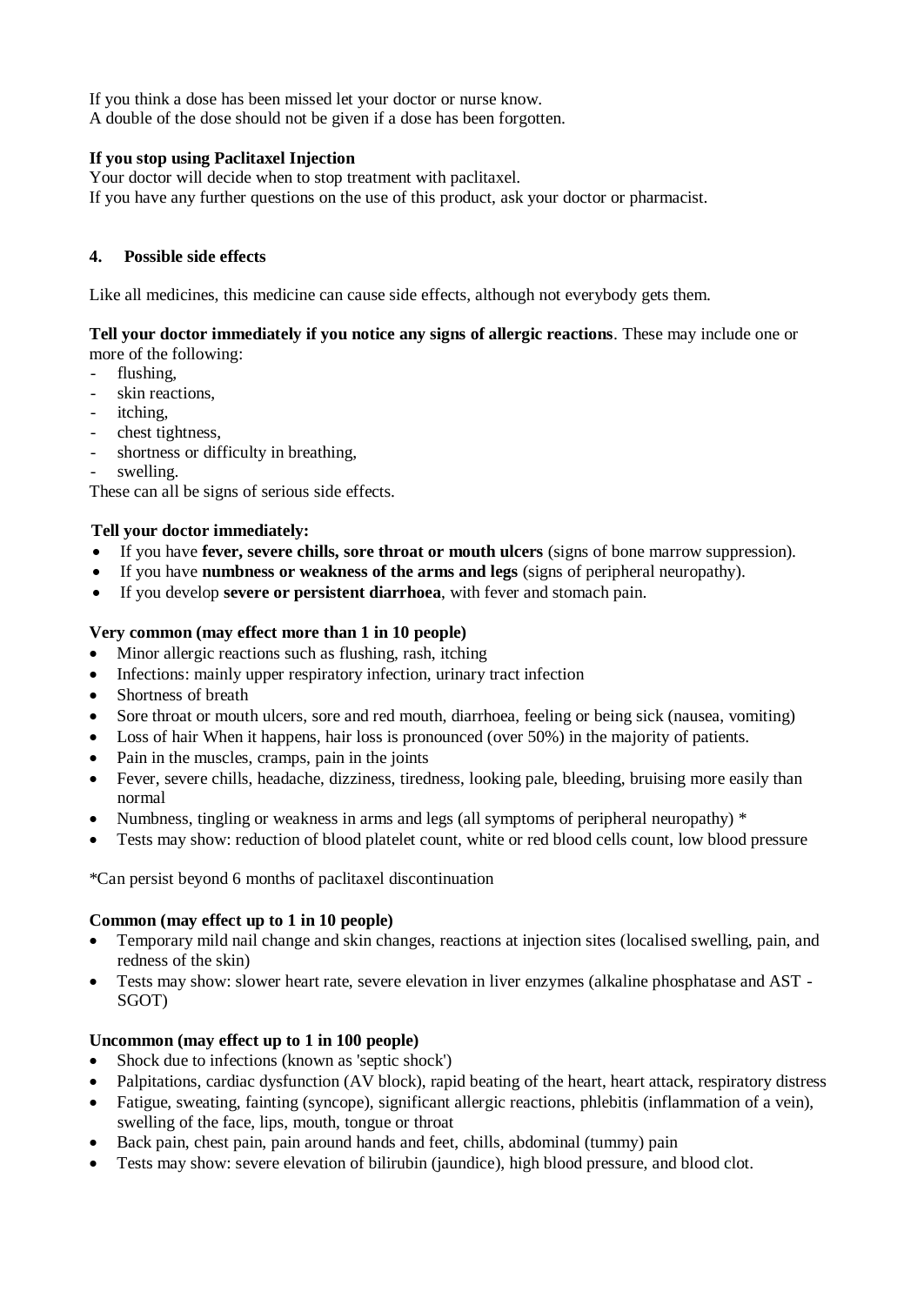If you think a dose has been missed let your doctor or nurse know.
A double of the dose should not be given if a dose has been forgotten.

**If you stop using Paclitaxel Injection**
Your doctor will decide when to stop treatment with paclitaxel.
If you have any further questions on the use of this product, ask your doctor or pharmacist.

## 4. Possible side effects

Like all medicines, this medicine can cause side effects, although not everybody gets them.

**Tell your doctor immediately if you notice any signs of allergic reactions**. These may include one or more of the following:

- flushing,
- skin reactions,
- itching,
- chest tightness,
- shortness or difficulty in breathing,
- swelling.

These can all be signs of serious side effects.

**Tell your doctor immediately:**

- If you have **fever, severe chills, sore throat or mouth ulcers** (signs of bone marrow suppression).
- If you have **numbness or weakness of the arms and legs** (signs of peripheral neuropathy).
- If you develop **severe or persistent diarrhoea**, with fever and stomach pain.

**Very common (may effect more than 1 in 10 people)**

- Minor allergic reactions such as flushing, rash, itching
- Infections: mainly upper respiratory infection, urinary tract infection
- Shortness of breath
- Sore throat or mouth ulcers, sore and red mouth, diarrhoea, feeling or being sick (nausea, vomiting)
- Loss of hair When it happens, hair loss is pronounced (over 50%) in the majority of patients.
- Pain in the muscles, cramps, pain in the joints
- Fever, severe chills, headache, dizziness, tiredness, looking pale, bleeding, bruising more easily than normal
- Numbness, tingling or weakness in arms and legs (all symptoms of peripheral neuropathy) *
- Tests may show: reduction of blood platelet count, white or red blood cells count, low blood pressure

*Can persist beyond 6 months of paclitaxel discontinuation

**Common (may effect up to 1 in 10 people)**

- Temporary mild nail change and skin changes, reactions at injection sites (localised swelling, pain, and redness of the skin)
- Tests may show: slower heart rate, severe elevation in liver enzymes (alkaline phosphatase and AST - SGOT)

**Uncommon (may effect up to 1 in 100 people)**

- Shock due to infections (known as 'septic shock')
- Palpitations, cardiac dysfunction (AV block), rapid beating of the heart, heart attack, respiratory distress
- Fatigue, sweating, fainting (syncope), significant allergic reactions, phlebitis (inflammation of a vein), swelling of the face, lips, mouth, tongue or throat
- Back pain, chest pain, pain around hands and feet, chills, abdominal (tummy) pain
- Tests may show: severe elevation of bilirubin (jaundice), high blood pressure, and blood clot.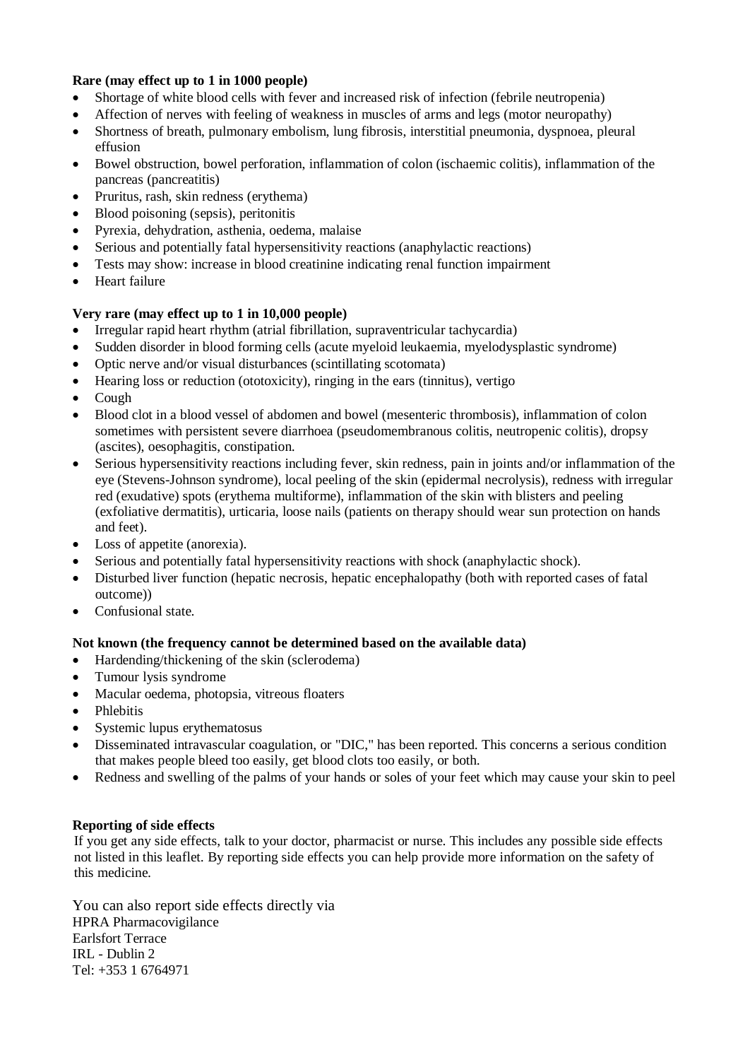**Rare (may effect up to 1 in 1000 people)**

- Shortage of white blood cells with fever and increased risk of infection (febrile neutropenia)
- Affection of nerves with feeling of weakness in muscles of arms and legs (motor neuropathy)
- Shortness of breath, pulmonary embolism, lung fibrosis, interstitial pneumonia, dyspnoea, pleural effusion
- Bowel obstruction, bowel perforation, inflammation of colon (ischaemic colitis), inflammation of the pancreas (pancreatitis)
- Pruritus, rash, skin redness (erythema)
- Blood poisoning (sepsis), peritonitis
- Pyrexia, dehydration, asthenia, oedema, malaise
- Serious and potentially fatal hypersensitivity reactions (anaphylactic reactions)
- Tests may show: increase in blood creatinine indicating renal function impairment
- Heart failure

**Very rare (may effect up to 1 in 10,000 people)**

- Irregular rapid heart rhythm (atrial fibrillation, supraventricular tachycardia)
- Sudden disorder in blood forming cells (acute myeloid leukaemia, myelodysplastic syndrome)
- Optic nerve and/or visual disturbances (scintillating scotomata)
- Hearing loss or reduction (ototoxicity), ringing in the ears (tinnitus), vertigo
- Cough
- Blood clot in a blood vessel of abdomen and bowel (mesenteric thrombosis), inflammation of colon sometimes with persistent severe diarrhoea (pseudomembranous colitis, neutropenic colitis), dropsy (ascites), oesophagitis, constipation.
- Serious hypersensitivity reactions including fever, skin redness, pain in joints and/or inflammation of the eye (Stevens-Johnson syndrome), local peeling of the skin (epidermal necrolysis), redness with irregular red (exudative) spots (erythema multiforme), inflammation of the skin with blisters and peeling (exfoliative dermatitis), urticaria, loose nails (patients on therapy should wear sun protection on hands and feet).
- Loss of appetite (anorexia).
- Serious and potentially fatal hypersensitivity reactions with shock (anaphylactic shock).
- Disturbed liver function (hepatic necrosis, hepatic encephalopathy (both with reported cases of fatal outcome))
- Confusional state.

**Not known (the frequency cannot be determined based on the available data)**

- Hardending/thickening of the skin (sclerodema)
- Tumour lysis syndrome
- Macular oedema, photopsia, vitreous floaters
- Phlebitis
- Systemic lupus erythematosus
- Disseminated intravascular coagulation, or "DIC," has been reported. This concerns a serious condition that makes people bleed too easily, get blood clots too easily, or both.
- Redness and swelling of the palms of your hands or soles of your feet which may cause your skin to peel

**Reporting of side effects**

If you get any side effects, talk to your doctor, pharmacist or nurse. This includes any possible side effects not listed in this leaflet. By reporting side effects you can help provide more information on the safety of this medicine.

You can also report side effects directly via
HPRA Pharmacovigilance
Earlsfort Terrace
IRL - Dublin 2
Tel: +353 1 6764971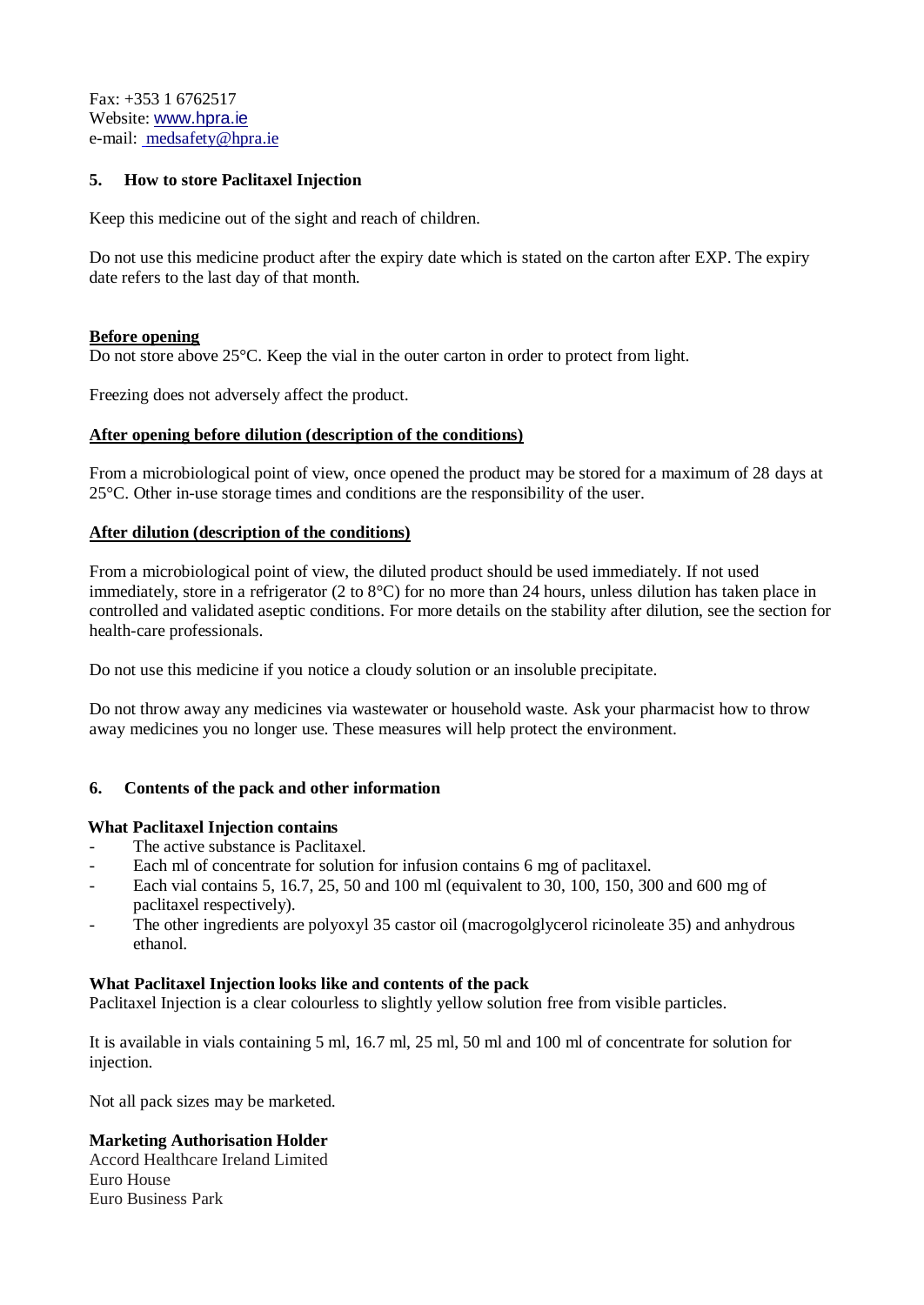Fax: +353 1 6762517
Website: www.hpra.ie
e-mail: medsafety@hpra.ie

## 5. How to store Paclitaxel Injection

Keep this medicine out of the sight and reach of children.

Do not use this medicine product after the expiry date which is stated on the carton after EXP. The expiry date refers to the last day of that month.

**Before opening**

Do not store above 25°C. Keep the vial in the outer carton in order to protect from light.

Freezing does not adversely affect the product.

**After opening before dilution (description of the conditions)**

From a microbiological point of view, once opened the product may be stored for a maximum of 28 days at 25°C. Other in-use storage times and conditions are the responsibility of the user.

**After dilution (description of the conditions)**

From a microbiological point of view, the diluted product should be used immediately. If not used immediately, store in a refrigerator (2 to 8°C) for no more than 24 hours, unless dilution has taken place in controlled and validated aseptic conditions. For more details on the stability after dilution, see the section for health-care professionals.

Do not use this medicine if you notice a cloudy solution or an insoluble precipitate.

Do not throw away any medicines via wastewater or household waste. Ask your pharmacist how to throw away medicines you no longer use. These measures will help protect the environment.

## 6. Contents of the pack and other information

**What Paclitaxel Injection contains**

- The active substance is Paclitaxel.
- Each ml of concentrate for solution for infusion contains 6 mg of paclitaxel.
- Each vial contains 5, 16.7, 25, 50 and 100 ml (equivalent to 30, 100, 150, 300 and 600 mg of paclitaxel respectively).
- The other ingredients are polyoxyl 35 castor oil (macrogolglycerol ricinoleate 35) and anhydrous ethanol.

**What Paclitaxel Injection looks like and contents of the pack**

Paclitaxel Injection is a clear colourless to slightly yellow solution free from visible particles.

It is available in vials containing 5 ml, 16.7 ml, 25 ml, 50 ml and 100 ml of concentrate for solution for injection.

Not all pack sizes may be marketed.

**Marketing Authorisation Holder**

Accord Healthcare Ireland Limited
Euro House
Euro Business Park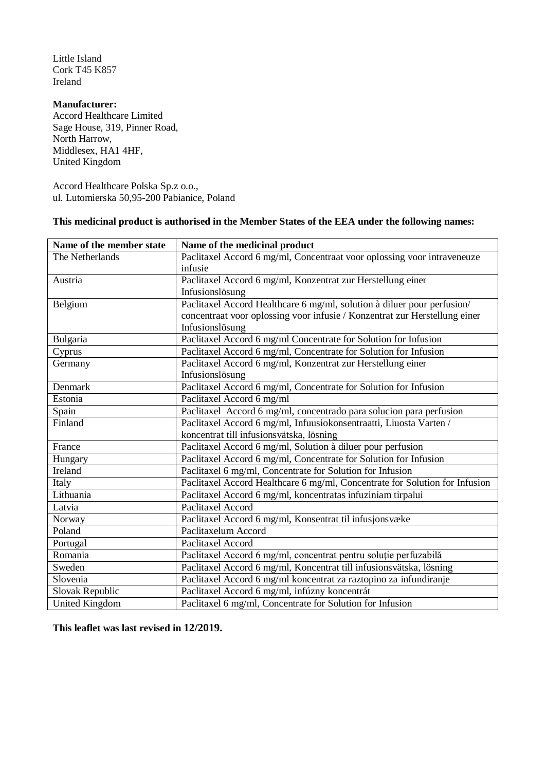Little Island
Cork T45 K857
Ireland

**Manufacturer:**
Accord Healthcare Limited
Sage House, 319, Pinner Road,
North Harrow,
Middlesex, HA1 4HF,
United Kingdom

Accord Healthcare Polska Sp.z o.o.,
ul. Lutomierska 50,95-200 Pabianice, Poland

**This medicinal product is authorised in the Member States of the EEA under the following names:**

| Name of the member state | Name of the medicinal product |
|---|---|
| The Netherlands | Paclitaxel Accord 6 mg/ml, Concentraat voor oplossing voor intraveneuze infusie |
| Austria | Paclitaxel Accord 6 mg/ml, Konzentrat zur Herstellung einer Infusionslösung |
| Belgium | Paclitaxel Accord Healthcare 6 mg/ml, solution à diluer pour perfusion/ concentraat voor oplossing voor infusie / Konzentrat zur Herstellung einer Infusionslösung |
| Bulgaria | Paclitaxel Accord 6 mg/ml Concentrate for Solution for Infusion |
| Cyprus | Paclitaxel Accord 6 mg/ml, Concentrate for Solution for Infusion |
| Germany | Paclitaxel Accord 6 mg/ml, Konzentrat zur Herstellung einer Infusionslösung |
| Denmark | Paclitaxel Accord 6 mg/ml, Concentrate for Solution for Infusion |
| Estonia | Paclitaxel Accord 6 mg/ml |
| Spain | Paclitaxel Accord 6 mg/ml, concentrado para solucion para perfusion |
| Finland | Paclitaxel Accord 6 mg/ml, Infuusiokonsentraatti, Liuosta Varten / koncentrat till infusionsvätska, lösning |
| France | Paclitaxel Accord 6 mg/ml, Solution à diluer pour perfusion |
| Hungary | Paclitaxel Accord 6 mg/ml, Concentrate for Solution for Infusion |
| Ireland | Paclitaxel 6 mg/ml, Concentrate for Solution for Infusion |
| Italy | Paclitaxel Accord Healthcare 6 mg/ml, Concentrate for Solution for Infusion |
| Lithuania | Paclitaxel Accord 6 mg/ml, koncentratas infuziniam tirpalui |
| Latvia | Paclitaxel Accord |
| Norway | Paclitaxel Accord 6 mg/ml, Konsentrat til infusjonsvæke |
| Poland | Paclitaxelum Accord |
| Portugal | Paclitaxel Accord |
| Romania | Paclitaxel Accord 6 mg/ml, concentrat pentru soluţie perfuzabilă |
| Sweden | Paclitaxel Accord 6 mg/ml, Koncentrat till infusionsvätska, lösning |
| Slovenia | Paclitaxel Accord 6 mg/ml koncentrat za raztopino za infundiranje |
| Slovak Republic | Paclitaxel Accord 6 mg/ml, infúzny koncentrát |
| United Kingdom | Paclitaxel 6 mg/ml, Concentrate for Solution for Infusion |

**This leaflet was last revised in 12/2019.**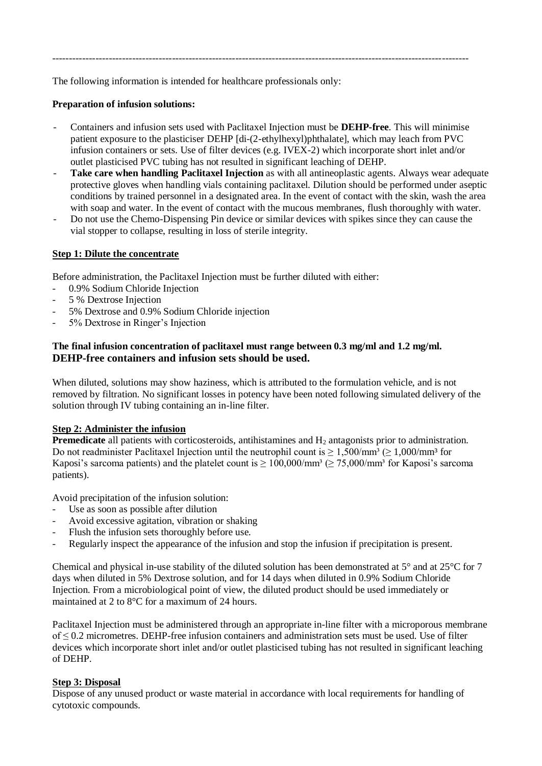---

The following information is intended for healthcare professionals only:

**Preparation of infusion solutions:**

- Containers and infusion sets used with Paclitaxel Injection must be **DEHP-free**. This will minimise patient exposure to the plasticiser DEHP [di-(2-ethylhexyl)phthalate], which may leach from PVC infusion containers or sets. Use of filter devices (e.g. IVEX-2) which incorporate short inlet and/or outlet plasticised PVC tubing has not resulted in significant leaching of DEHP.
- **Take care when handling Paclitaxel Injection** as with all antineoplastic agents. Always wear adequate protective gloves when handling vials containing paclitaxel. Dilution should be performed under aseptic conditions by trained personnel in a designated area. In the event of contact with the skin, wash the area with soap and water. In the event of contact with the mucous membranes, flush thoroughly with water.
- Do not use the Chemo-Dispensing Pin device or similar devices with spikes since they can cause the vial stopper to collapse, resulting in loss of sterile integrity.

**Step 1: Dilute the concentrate**

Before administration, the Paclitaxel Injection must be further diluted with either:

- 0.9% Sodium Chloride Injection
- 5 % Dextrose Injection
- 5% Dextrose and 0.9% Sodium Chloride injection
- 5% Dextrose in Ringer's Injection

**The final infusion concentration of paclitaxel must range between 0.3 mg/ml and 1.2 mg/ml.**
**DEHP-free containers and infusion sets should be used.**

When diluted, solutions may show haziness, which is attributed to the formulation vehicle, and is not removed by filtration. No significant losses in potency have been noted following simulated delivery of the solution through IV tubing containing an in-line filter.

**Step 2: Administer the infusion**

**Premedicate** all patients with corticosteroids, antihistamines and $H_2$ antagonists prior to administration. Do not readminister Paclitaxel Injection until the neutrophil count is $\geq$ 1,500/mm³ ($\geq$ 1,000/mm³ for Kaposi's sarcoma patients) and the platelet count is $\geq$ 100,000/mm³ ($\geq$ 75,000/mm³ for Kaposi's sarcoma patients).

Avoid precipitation of the infusion solution:

- Use as soon as possible after dilution
- Avoid excessive agitation, vibration or shaking
- Flush the infusion sets thoroughly before use.
- Regularly inspect the appearance of the infusion and stop the infusion if precipitation is present.

Chemical and physical in-use stability of the diluted solution has been demonstrated at 5° and at 25°C for 7 days when diluted in 5% Dextrose solution, and for 14 days when diluted in 0.9% Sodium Chloride Injection. From a microbiological point of view, the diluted product should be used immediately or maintained at 2 to 8°C for a maximum of 24 hours.

Paclitaxel Injection must be administered through an appropriate in-line filter with a microporous membrane of $\leq$ 0.2 micrometres. DEHP-free infusion containers and administration sets must be used. Use of filter devices which incorporate short inlet and/or outlet plasticised tubing has not resulted in significant leaching of DEHP.

**Step 3: Disposal**

Dispose of any unused product or waste material in accordance with local requirements for handling of cytotoxic compounds.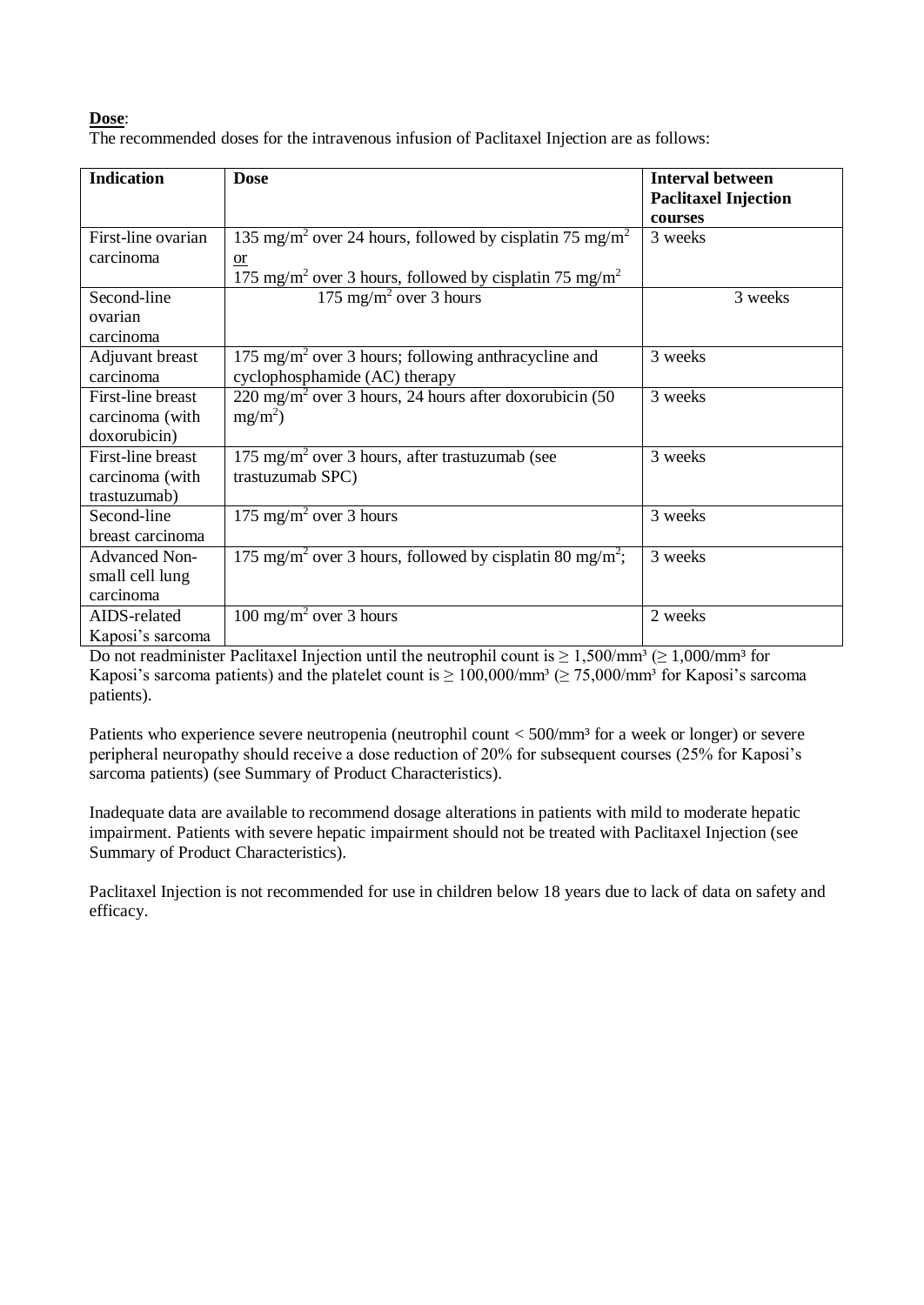**Dose**:

The recommended doses for the intravenous infusion of Paclitaxel Injection are as follows:

| Indication | Dose | Interval between Paclitaxel Injection courses |
|---|---|---|
| First-line ovarian carcinoma | 135 mg/m$^2$ over 24 hours, followed by cisplatin 75 mg/m$^2$ <br>or<br> 175 mg/m$^2$ over 3 hours, followed by cisplatin 75 mg/m$^2$ | 3 weeks |
| Second-line ovarian carcinoma | 175 mg/m$^2$ over 3 hours | 3 weeks |
| Adjuvant breast carcinoma | 175 mg/m$^2$ over 3 hours; following anthracycline and cyclophosphamide (AC) therapy | 3 weeks |
| First-line breast carcinoma (with doxorubicin) | 220 mg/m$^2$ over 3 hours, 24 hours after doxorubicin (50 mg/m$^2$) | 3 weeks |
| First-line breast carcinoma (with trastuzumab) | 175 mg/m$^2$ over 3 hours, after trastuzumab (see trastuzumab SPC) | 3 weeks |
| Second-line breast carcinoma | 175 mg/m$^2$ over 3 hours | 3 weeks |
| Advanced Non-small cell lung carcinoma | 175 mg/m$^2$ over 3 hours, followed by cisplatin 80 mg/m$^2$; | 3 weeks |
| AIDS-related Kaposi's sarcoma | 100 mg/m$^2$ over 3 hours | 2 weeks |

Do not readminister Paclitaxel Injection until the neutrophil count is ≥ 1,500/mm³ (≥ 1,000/mm³ for Kaposi's sarcoma patients) and the platelet count is ≥ 100,000/mm³ (≥ 75,000/mm³ for Kaposi's sarcoma patients).

Patients who experience severe neutropenia (neutrophil count < 500/mm³ for a week or longer) or severe peripheral neuropathy should receive a dose reduction of 20% for subsequent courses (25% for Kaposi's sarcoma patients) (see Summary of Product Characteristics).

Inadequate data are available to recommend dosage alterations in patients with mild to moderate hepatic impairment. Patients with severe hepatic impairment should not be treated with Paclitaxel Injection (see Summary of Product Characteristics).

Paclitaxel Injection is not recommended for use in children below 18 years due to lack of data on safety and efficacy.